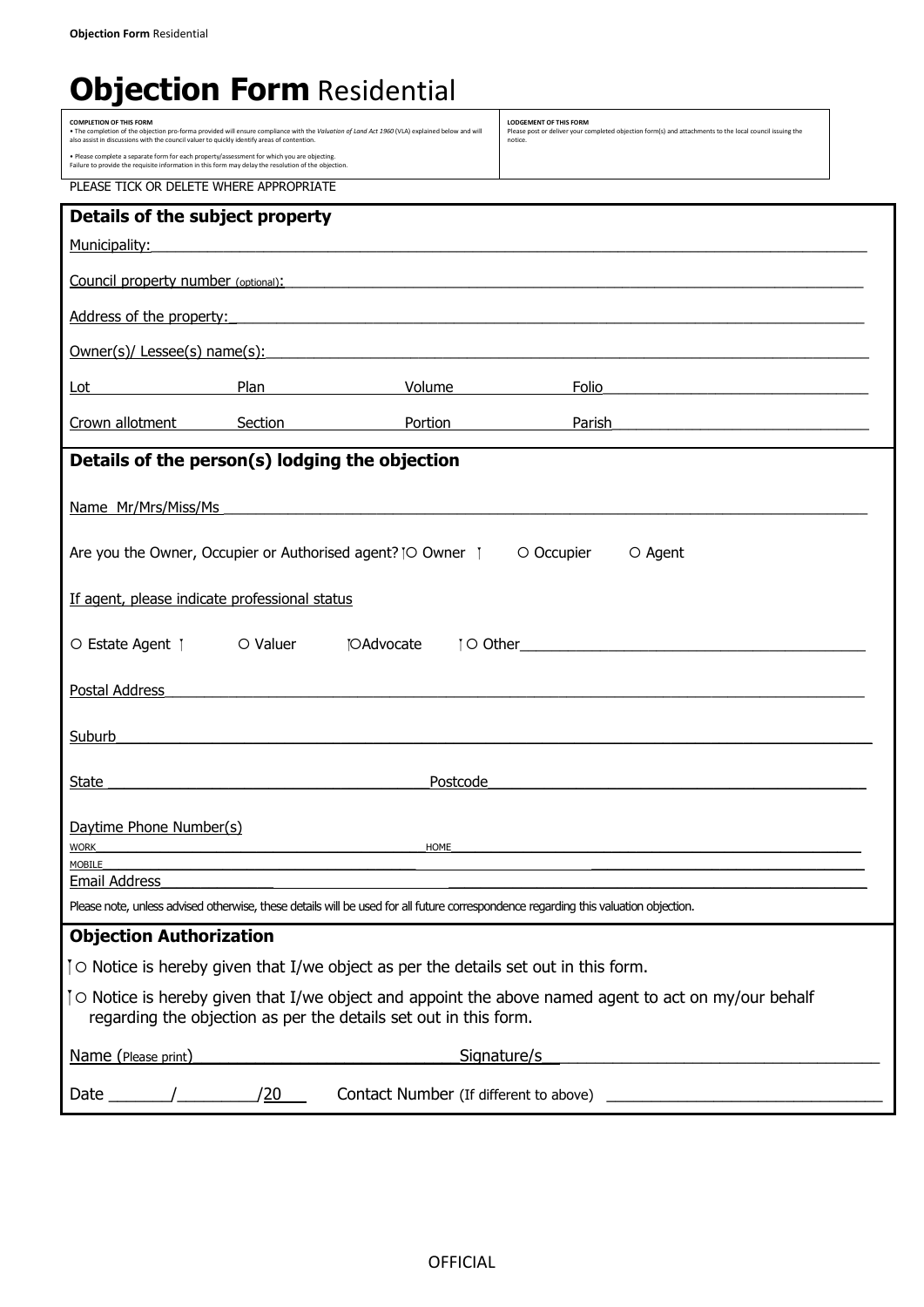# **Objection Form** Residential

| **COMPLETION OF THIS FORM**<br>• The completion of the objection pro-forma provided will ensure compliance with the *Valuation of Land Act 1960* (VLA) explained below and will also assist in discussions with the council valuer to quickly identify areas of contention.<br>• Please complete a separate form for each property/assessment for which you are objecting. Failure to provide the requisite information in this form may delay the resolution of the objection. | **LODGEMENT OF THIS FORM**<br>Please post or deliver your completed objection form(s) and attachments to the local council issuing the notice. |
|---|---|

PLEASE TICK OR DELETE WHERE APPROPRIATE

## Details of the subject property

Municipality: ______________________________

Council property number (optional): ______________________________

Address of the property: ______________________________

Owner(s)/ Lessee(s) name(s): ______________________________

Lot ________ Plan ________ Volume ________ Folio ________

Crown allotment ________ Section ________ Portion ________ Parish ________

## Details of the person(s) lodging the objection

Name Mr/Mrs/Miss/Ms ______________________________

Are you the Owner, Occupier or Authorised agent? ○ Owner ○ Occupier ○ Agent

If agent, please indicate professional status

○ Estate Agent ○ Valuer ○ Advocate ○ Other ______________________________

Postal Address ______________________________

Suburb ______________________________

State ______________________________ Postcode ______________________________

Daytime Phone Number(s)

WORK ______________________________ HOME ______________________________

MOBILE ______________________________

Email Address ______________________________

Please note, unless advised otherwise, these details will be used for all future correspondence regarding this valuation objection.

## Objection Authorization

○ Notice is hereby given that I/we object as per the details set out in this form.

○ Notice is hereby given that I/we object and appoint the above named agent to act on my/our behalf regarding the objection as per the details set out in this form.

Name (Please print) ______________________________ Signature/s ______________________________

Date _______/_________/20___ Contact Number (If different to above) ______________________________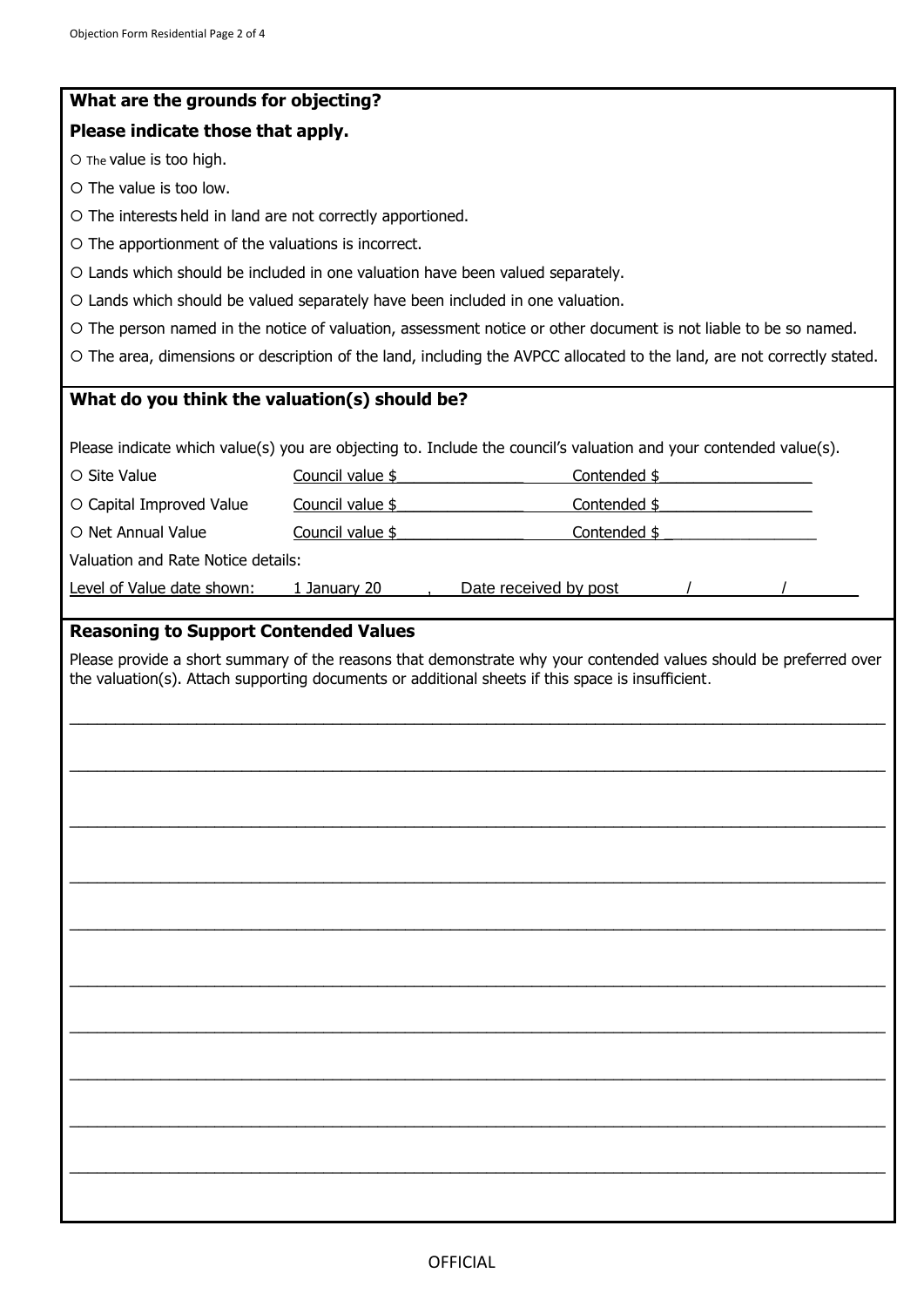## What are the grounds for objecting?

**Please indicate those that apply.**

○ The value is too high.

○ The value is too low.

○ The interests held in land are not correctly apportioned.

○ The apportionment of the valuations is incorrect.

○ Lands which should be included in one valuation have been valued separately.

○ Lands which should be valued separately have been included in one valuation.

○ The person named in the notice of valuation, assessment notice or other document is not liable to be so named.

○ The area, dimensions or description of the land, including the AVPCC allocated to the land, are not correctly stated.

## What do you think the valuation(s) should be?

Please indicate which value(s) you are objecting to. Include the council's valuation and your contended value(s).

| | | |
|---|---|---|
| ○ Site Value | Council value $_______________ | Contended $_________________ |
| ○ Capital Improved Value | Council value $_______________ | Contended $_________________ |
| ○ Net Annual Value | Council value $_______________ | Contended $ _________________ |

Valuation and Rate Notice details:

Level of Value date shown: 1 January 20____, Date received by post ____/____/____

## Reasoning to Support Contended Values

Please provide a short summary of the reasons that demonstrate why your contended values should be preferred over the valuation(s). Attach supporting documents or additional sheets if this space is insufficient.

______________________________________________________________________________

______________________________________________________________________________

______________________________________________________________________________

______________________________________________________________________________

______________________________________________________________________________

______________________________________________________________________________

______________________________________________________________________________

______________________________________________________________________________

______________________________________________________________________________

______________________________________________________________________________

OFFICIAL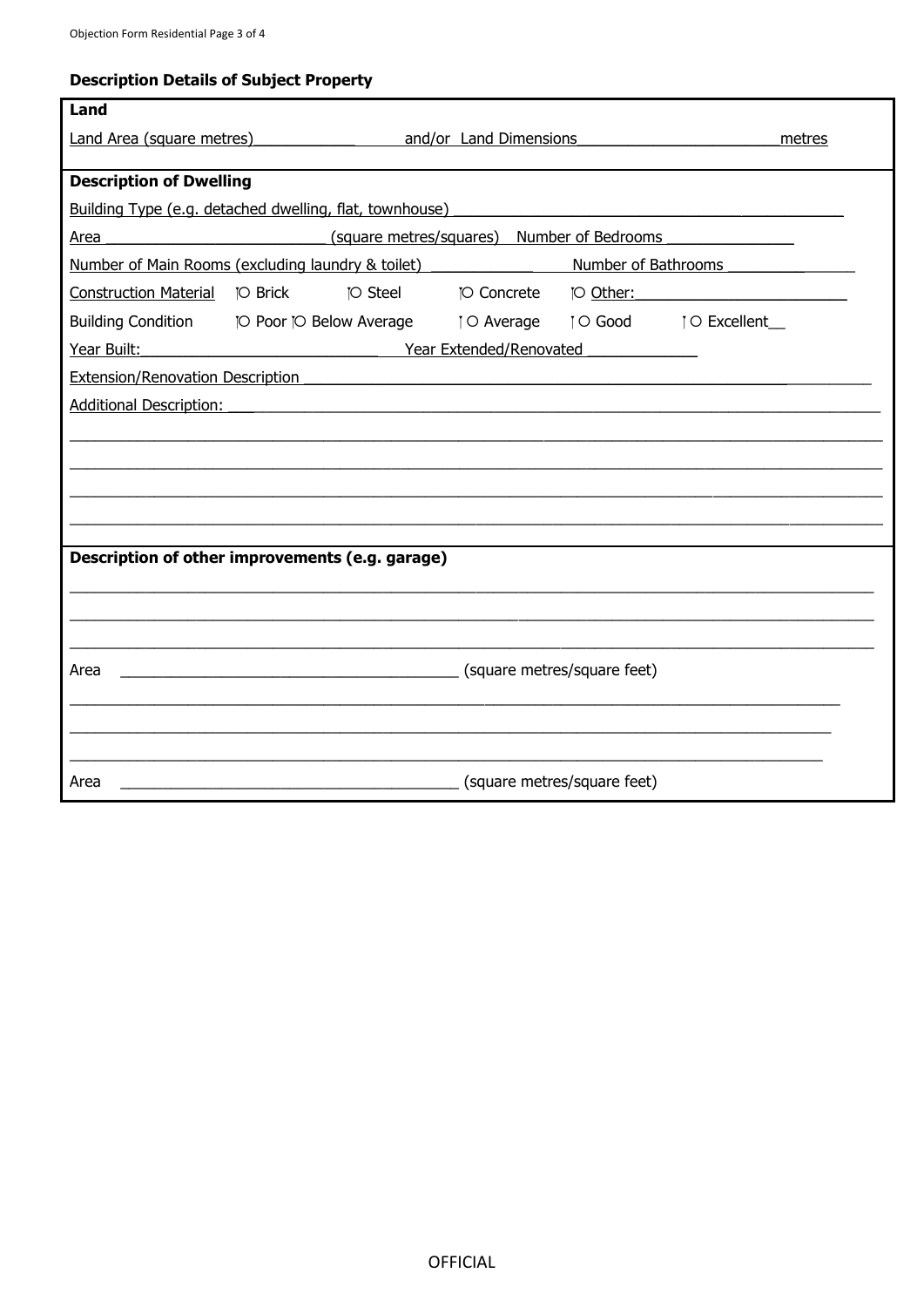## Description Details of Subject Property

**Land**

Land Area (square metres)____________ and/or Land Dimensions_______________________ metres

**Description of Dwelling**

Building Type (e.g. detached dwelling, flat, townhouse) _____________________________________________

Area ___________________________ (square metres/squares) Number of Bedrooms _______________

Number of Main Rooms (excluding laundry & toilet) ____________ Number of Bathrooms _______________

Construction Material ○ Brick ○ Steel ○ Concrete ○ Other: ________________________

Building Condition ○ Poor ○ Below Average ○ Average ○ Good ○ Excellent__

Year Built:____________________________ Year Extended/Renovated _____________

Extension/Renovation Description ____________________________________________________________

Additional Description: ___________________________________________________________________

______________________________________________________________________________________

______________________________________________________________________________________

______________________________________________________________________________________

______________________________________________________________________________________

**Description of other improvements (e.g. garage)**

______________________________________________________________________________________

______________________________________________________________________________________

______________________________________________________________________________________

Area ________________________________________ (square metres/square feet)

______________________________________________________________________________________

______________________________________________________________________________________

______________________________________________________________________________________

Area ________________________________________ (square metres/square feet)

OFFICIAL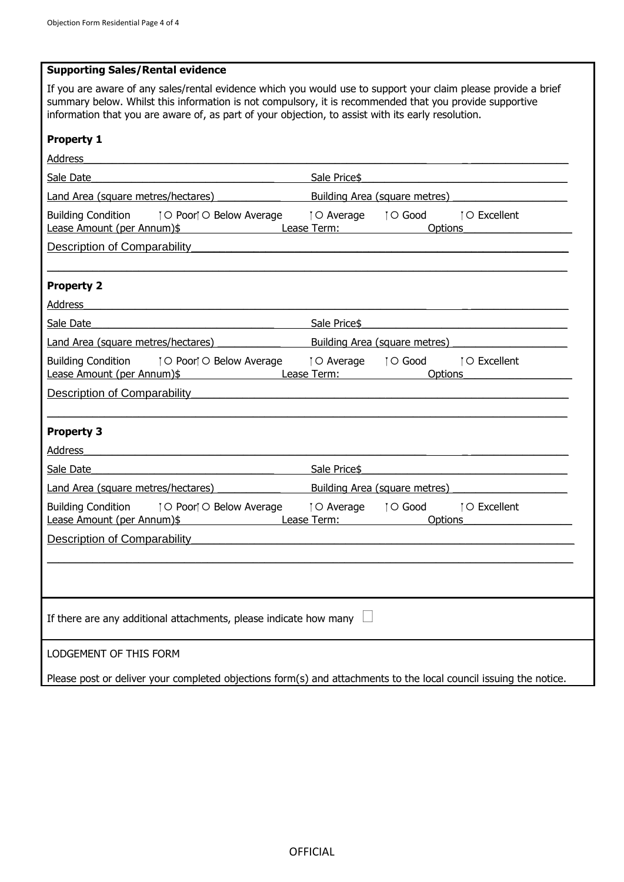**Supporting Sales/Rental evidence**

If you are aware of any sales/rental evidence which you would use to support your claim please provide a brief summary below. Whilst this information is not compulsory, it is recommended that you provide supportive information that you are aware of, as part of your objection, to assist with its early resolution.

**Property 1**

Address______________________________________________________________________________

Sale Date_______________________________ Sale Price$___________________________________

Land Area (square metres/hectares) ___________ Building Area (square metres) ___________________

Building Condition ○ Poor ○ Below Average ○ Average ○ Good ○ Excellent

Lease Amount (per Annum)$ Lease Term: Options__________________

Description of Comparability___________________________________________________________

______________________________________________________________________________________

**Property 2**

Address______________________________________________________________________________

Sale Date_______________________________ Sale Price$___________________________________

Land Area (square metres/hectares) ___________ Building Area (square metres) ___________________

Building Condition ○ Poor ○ Below Average ○ Average ○ Good ○ Excellent

Lease Amount (per Annum)$ Lease Term: Options__________________

Description of Comparability___________________________________________________________

______________________________________________________________________________________

**Property 3**

Address______________________________________________________________________________

Sale Date_______________________________ Sale Price$___________________________________

Land Area (square metres/hectares) ___________ Building Area (square metres) ___________________

Building Condition ○ Poor ○ Below Average ○ Average ○ Good ○ Excellent

Lease Amount (per Annum)$ Lease Term: Options__________________

Description of Comparability___________________________________________________________

______________________________________________________________________________________

If there are any additional attachments, please indicate how many ☐

LODGEMENT OF THIS FORM

Please post or deliver your completed objections form(s) and attachments to the local council issuing the notice.

OFFICIAL